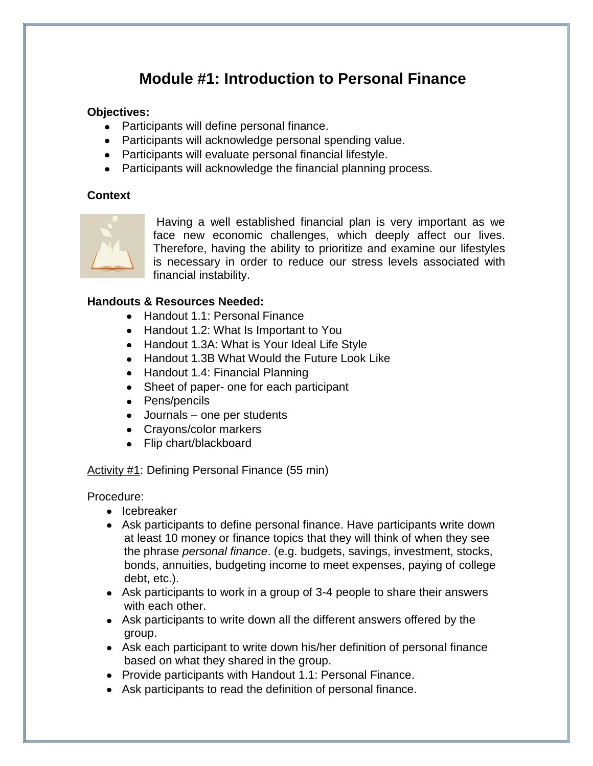# Module #1: Introduction to Personal Finance

**Objectives:**

- Participants will define personal finance.
- Participants will acknowledge personal spending value.
- Participants will evaluate personal financial lifestyle.
- Participants will acknowledge the financial planning process.

**Context**

Having a well established financial plan is very important as we face new economic challenges, which deeply affect our lives. Therefore, having the ability to prioritize and examine our lifestyles is necessary in order to reduce our stress levels associated with financial instability.

**Handouts & Resources Needed:**

- Handout 1.1: Personal Finance
- Handout 1.2: What Is Important to You
- Handout 1.3A: What is Your Ideal Life Style
- Handout 1.3B What Would the Future Look Like
- Handout 1.4: Financial Planning
- Sheet of paper- one for each participant
- Pens/pencils
- Journals – one per students
- Crayons/color markers
- Flip chart/blackboard

<u>Activity #1</u>: Defining Personal Finance (55 min)

Procedure:

- Icebreaker
- Ask participants to define personal finance. Have participants write down at least 10 money or finance topics that they will think of when they see the phrase *personal finance*. (e.g. budgets, savings, investment, stocks, bonds, annuities, budgeting income to meet expenses, paying of college debt, etc.).
- Ask participants to work in a group of 3-4 people to share their answers with each other.
- Ask participants to write down all the different answers offered by the group.
- Ask each participant to write down his/her definition of personal finance based on what they shared in the group.
- Provide participants with Handout 1.1: Personal Finance.
- Ask participants to read the definition of personal finance.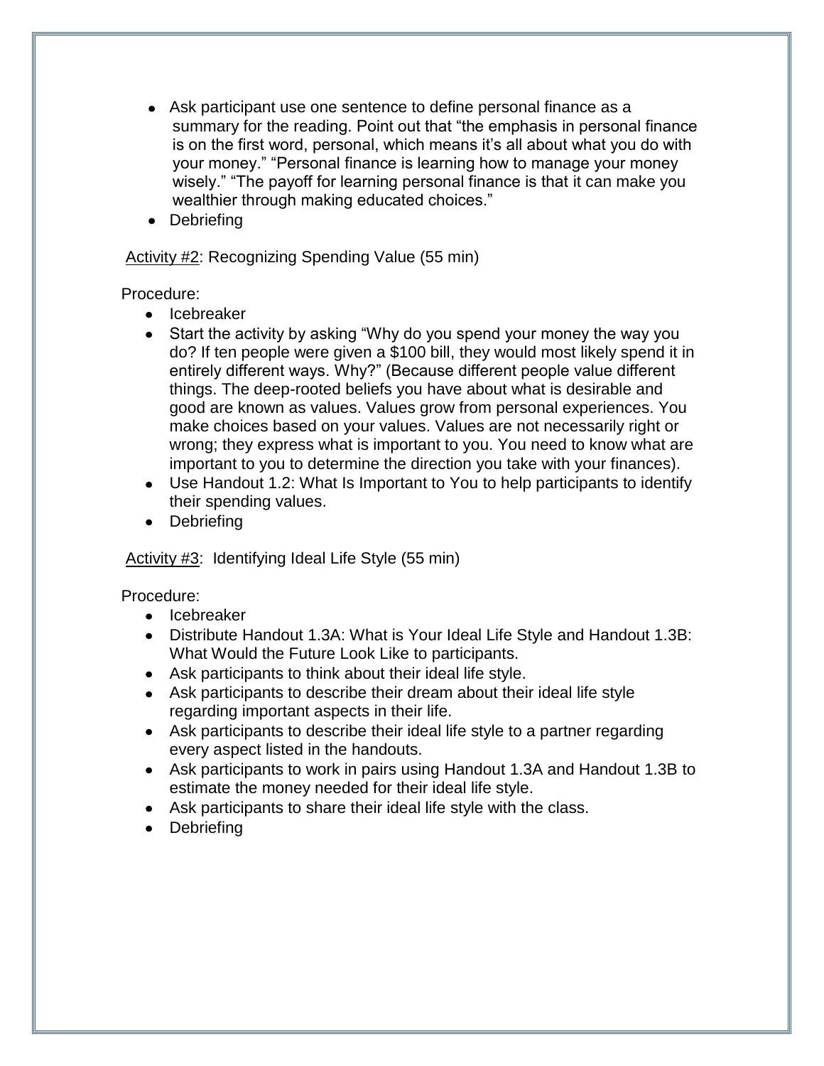- Ask participant use one sentence to define personal finance as a summary for the reading. Point out that "the emphasis in personal finance is on the first word, personal, which means it's all about what you do with your money." "Personal finance is learning how to manage your money wisely." "The payoff for learning personal finance is that it can make you wealthier through making educated choices."
- Debriefing

<u>Activity #2</u>: Recognizing Spending Value (55 min)

Procedure:

- Icebreaker
- Start the activity by asking "Why do you spend your money the way you do? If ten people were given a $100 bill, they would most likely spend it in entirely different ways. Why?" (Because different people value different things. The deep-rooted beliefs you have about what is desirable and good are known as values. Values grow from personal experiences. You make choices based on your values. Values are not necessarily right or wrong; they express what is important to you. You need to know what are important to you to determine the direction you take with your finances).
- Use Handout 1.2: What Is Important to You to help participants to identify their spending values.
- Debriefing

<u>Activity #3</u>: Identifying Ideal Life Style (55 min)

Procedure:

- Icebreaker
- Distribute Handout 1.3A: What is Your Ideal Life Style and Handout 1.3B: What Would the Future Look Like to participants.
- Ask participants to think about their ideal life style.
- Ask participants to describe their dream about their ideal life style regarding important aspects in their life.
- Ask participants to describe their ideal life style to a partner regarding every aspect listed in the handouts.
- Ask participants to work in pairs using Handout 1.3A and Handout 1.3B to estimate the money needed for their ideal life style.
- Ask participants to share their ideal life style with the class.
- Debriefing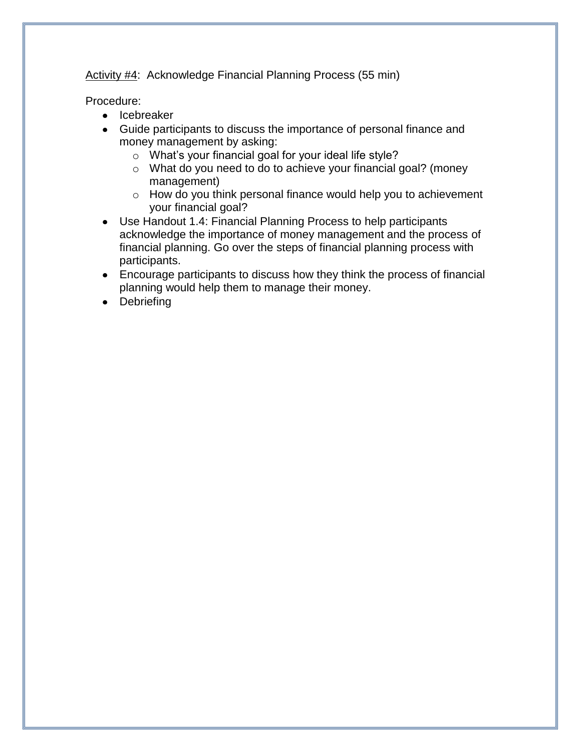<u>Activity #4</u>: Acknowledge Financial Planning Process (55 min)

Procedure:

- Icebreaker
- Guide participants to discuss the importance of personal finance and money management by asking:
  - What's your financial goal for your ideal life style?
  - What do you need to do to achieve your financial goal? (money management)
  - How do you think personal finance would help you to achievement your financial goal?
- Use Handout 1.4: Financial Planning Process to help participants acknowledge the importance of money management and the process of financial planning. Go over the steps of financial planning process with participants.
- Encourage participants to discuss how they think the process of financial planning would help them to manage their money.
- Debriefing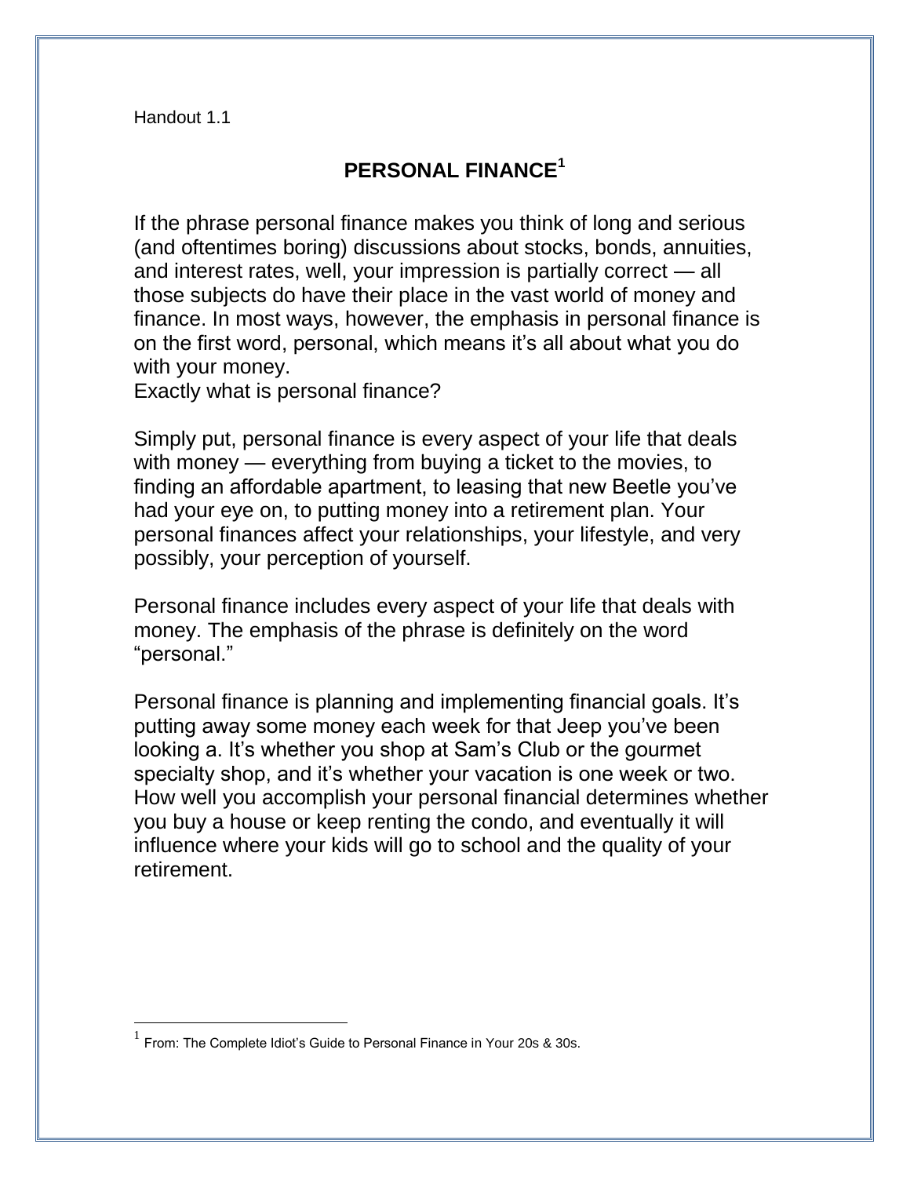Handout 1.1

# PERSONAL FINANCE[1]

If the phrase personal finance makes you think of long and serious (and oftentimes boring) discussions about stocks, bonds, annuities, and interest rates, well, your impression is partially correct — all those subjects do have their place in the vast world of money and finance. In most ways, however, the emphasis in personal finance is on the first word, personal, which means it's all about what you do with your money.

Exactly what is personal finance?

Simply put, personal finance is every aspect of your life that deals with money — everything from buying a ticket to the movies, to finding an affordable apartment, to leasing that new Beetle you've had your eye on, to putting money into a retirement plan. Your personal finances affect your relationships, your lifestyle, and very possibly, your perception of yourself.

Personal finance includes every aspect of your life that deals with money. The emphasis of the phrase is definitely on the word "personal."

Personal finance is planning and implementing financial goals. It's putting away some money each week for that Jeep you've been looking a. It's whether you shop at Sam's Club or the gourmet specialty shop, and it's whether your vacation is one week or two. How well you accomplish your personal financial determines whether you buy a house or keep renting the condo, and eventually it will influence where your kids will go to school and the quality of your retirement.

---

[1] From: The Complete Idiot's Guide to Personal Finance in Your 20s & 30s.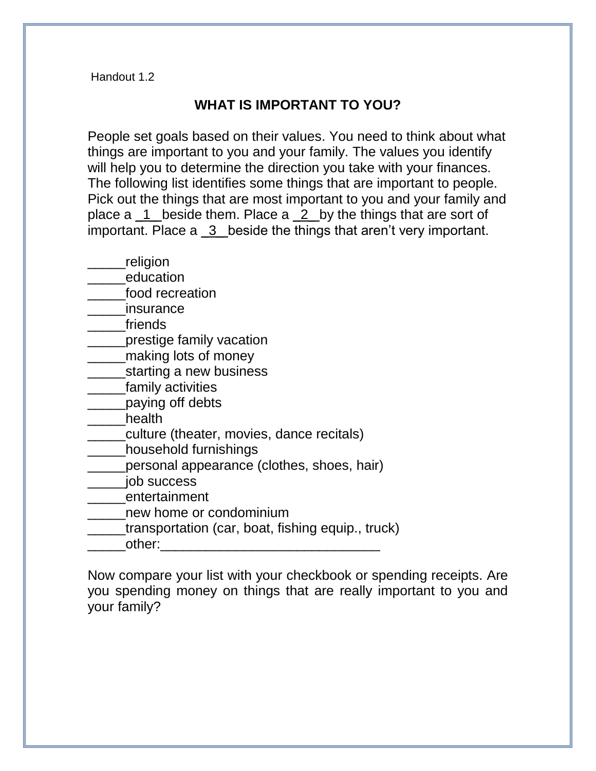Handout 1.2

## WHAT IS IMPORTANT TO YOU?

People set goals based on their values. You need to think about what things are important to you and your family. The values you identify will help you to determine the direction you take with your finances. The following list identifies some things that are important to people. Pick out the things that are most important to you and your family and place a _1_ beside them. Place a _2_ by the things that are sort of important. Place a _3_ beside the things that aren't very important.

_____religion  
_____education  
_____food recreation  
_____insurance  
_____friends  
_____prestige family vacation  
_____making lots of money  
_____starting a new business  
_____family activities  
_____paying off debts  
_____health  
_____culture (theater, movies, dance recitals)  
_____household furnishings  
_____personal appearance (clothes, shoes, hair)  
_____job success  
_____entertainment  
_____new home or condominium  
_____transportation (car, boat, fishing equip., truck)  
_____other:_____________________________

Now compare your list with your checkbook or spending receipts. Are you spending money on things that are really important to you and your family?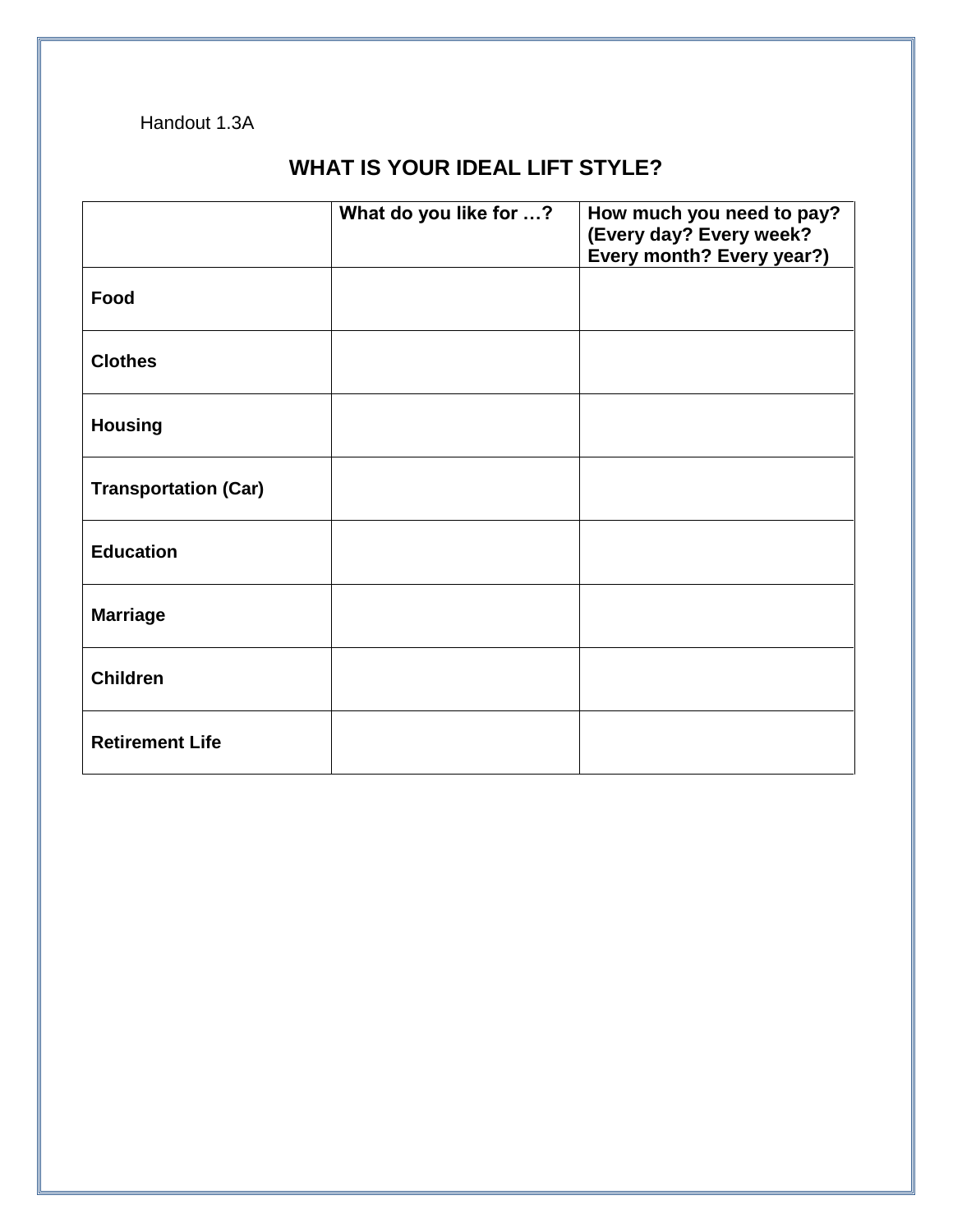Handout 1.3A

## WHAT IS YOUR IDEAL LIFT STYLE?

| | What do you like for …? | How much you need to pay? (Every day? Every week? Every month? Every year?) |
|---|---|---|
| **Food** | | |
| **Clothes** | | |
| **Housing** | | |
| **Transportation (Car)** | | |
| **Education** | | |
| **Marriage** | | |
| **Children** | | |
| **Retirement Life** | | |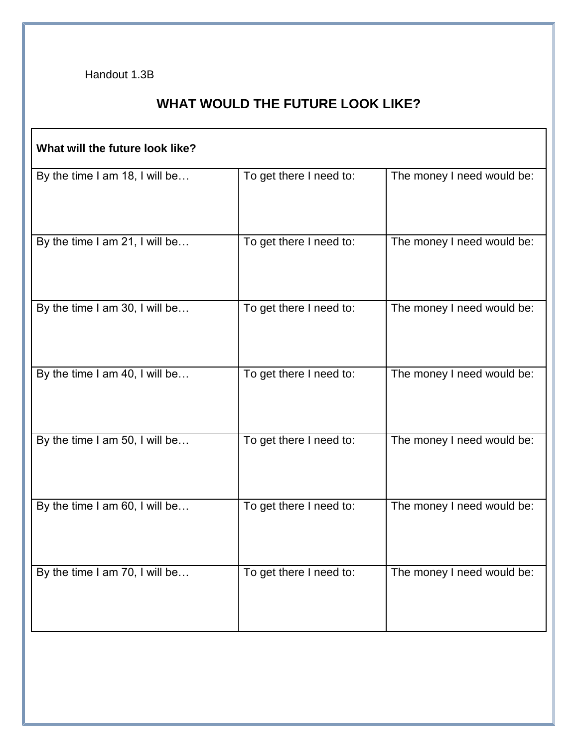Handout 1.3B

# WHAT WOULD THE FUTURE LOOK LIKE?

| **What will the future look like?** | | |
|---|---|---|
| By the time I am 18, I will be… | To get there I need to: | The money I need would be: |
| By the time I am 21, I will be… | To get there I need to: | The money I need would be: |
| By the time I am 30, I will be… | To get there I need to: | The money I need would be: |
| By the time I am 40, I will be… | To get there I need to: | The money I need would be: |
| By the time I am 50, I will be… | To get there I need to: | The money I need would be: |
| By the time I am 60, I will be… | To get there I need to: | The money I need would be: |
| By the time I am 70, I will be… | To get there I need to: | The money I need would be: |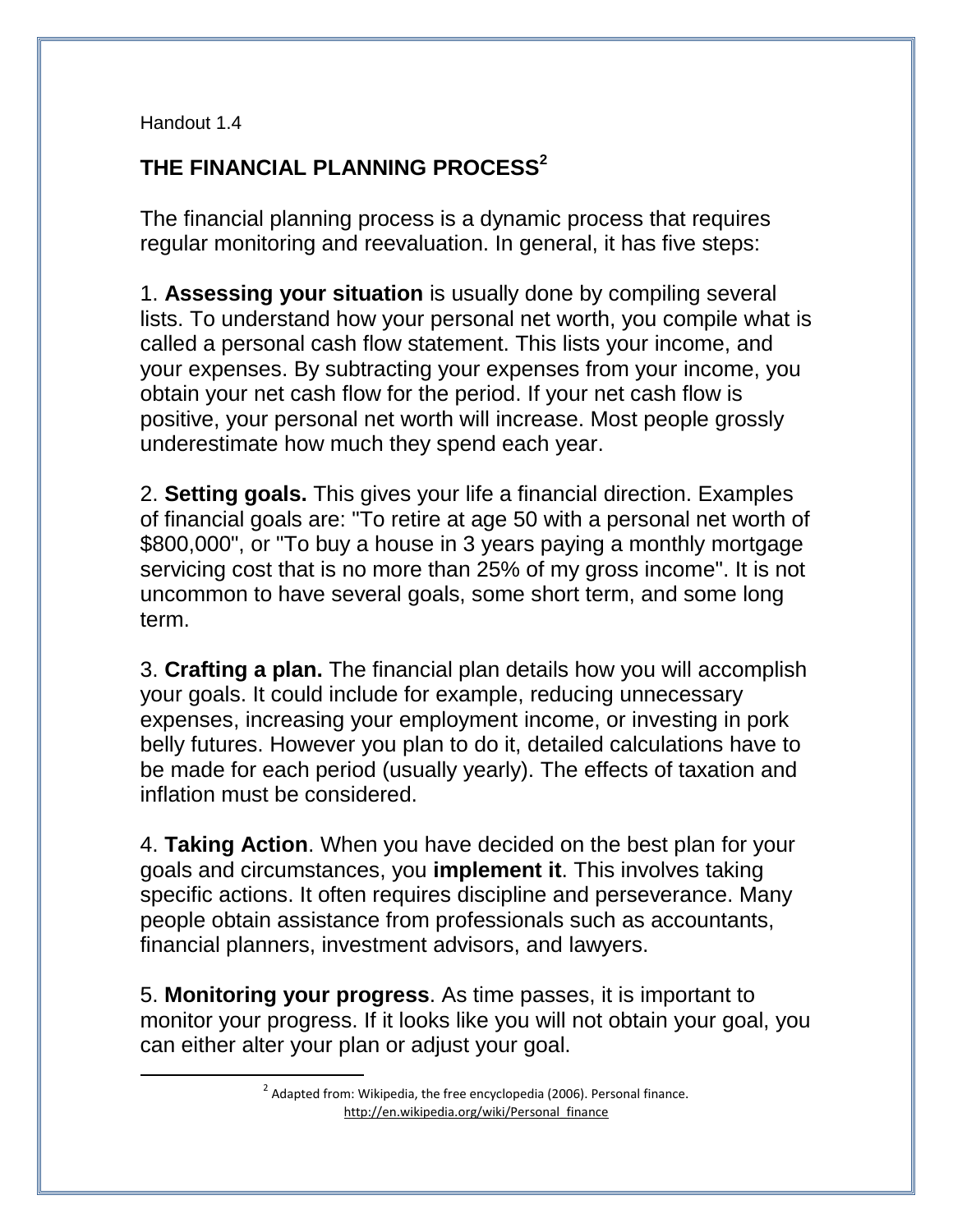Handout 1.4

## THE FINANCIAL PLANNING PROCESS[2]

The financial planning process is a dynamic process that requires regular monitoring and reevaluation. In general, it has five steps:

1. **Assessing your situation** is usually done by compiling several lists. To understand how your personal net worth, you compile what is called a personal cash flow statement. This lists your income, and your expenses. By subtracting your expenses from your income, you obtain your net cash flow for the period. If your net cash flow is positive, your personal net worth will increase. Most people grossly underestimate how much they spend each year.

2. **Setting goals.** This gives your life a financial direction. Examples of financial goals are: "To retire at age 50 with a personal net worth of $800,000", or "To buy a house in 3 years paying a monthly mortgage servicing cost that is no more than 25% of my gross income". It is not uncommon to have several goals, some short term, and some long term.

3. **Crafting a plan.** The financial plan details how you will accomplish your goals. It could include for example, reducing unnecessary expenses, increasing your employment income, or investing in pork belly futures. However you plan to do it, detailed calculations have to be made for each period (usually yearly). The effects of taxation and inflation must be considered.

4. **Taking Action**. When you have decided on the best plan for your goals and circumstances, you **implement it**. This involves taking specific actions. It often requires discipline and perseverance. Many people obtain assistance from professionals such as accountants, financial planners, investment advisors, and lawyers.

5. **Monitoring your progress**. As time passes, it is important to monitor your progress. If it looks like you will not obtain your goal, you can either alter your plan or adjust your goal.

---

[2] Adapted from: Wikipedia, the free encyclopedia (2006). Personal finance. http://en.wikipedia.org/wiki/Personal_finance